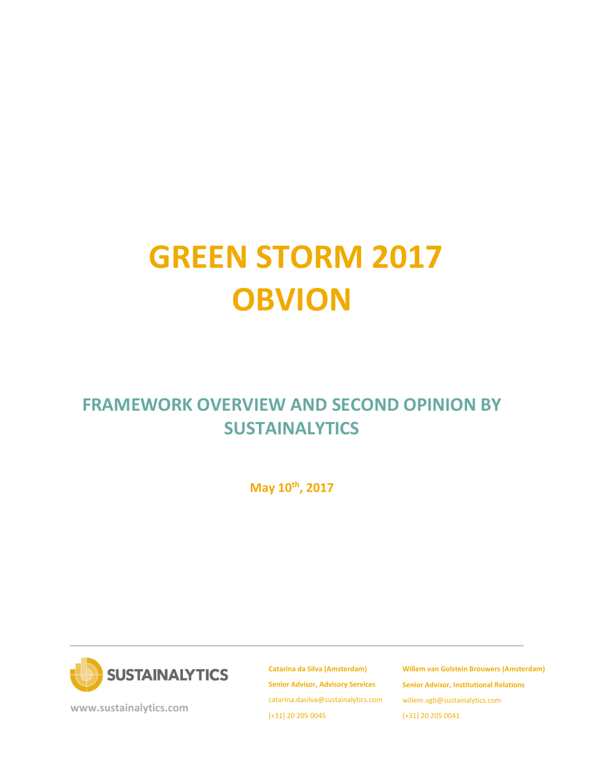# GREEN STORM 2017
# OBVION

## FRAMEWORK OVERVIEW AND SECOND OPINION BY SUSTAINALYTICS

**May 10th, 2017**

SUSTAINALYTICS

www.sustainalytics.com

**Catarina da Silva (Amsterdam)**
**Senior Advisor, Advisory Services**
catarina.dasilva@sustainalytics.com
(+31) 20 205 0045

**Willem van Golstein Brouwers (Amsterdam)**
**Senior Advisor, Institutional Relations**
willem.vgb@sustainalytics.com
(+31) 20 205 0041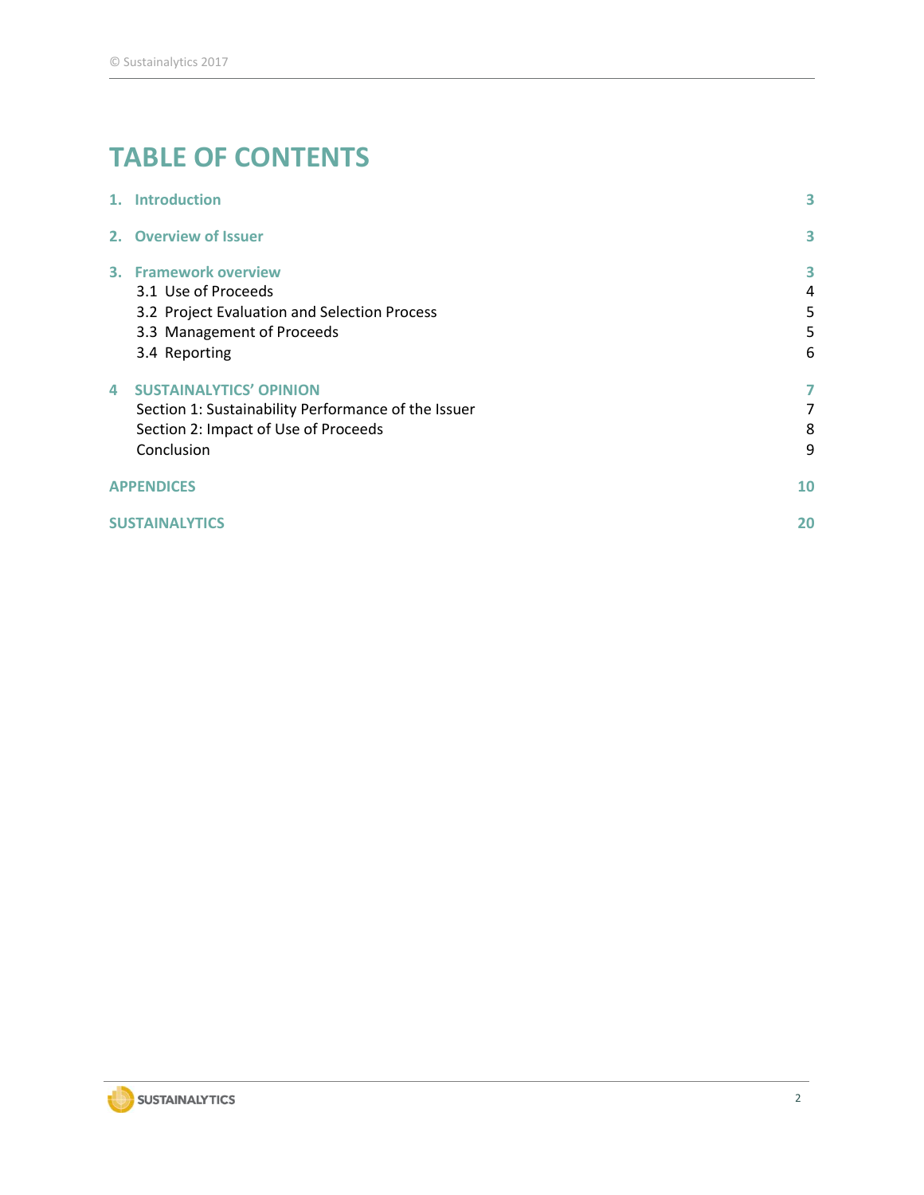# TABLE OF CONTENTS

| | |
|---|---|
| **1. Introduction** | **3** |
| **2. Overview of Issuer** | **3** |
| **3. Framework overview** | **3** |
| 3.1 Use of Proceeds | 4 |
| 3.2 Project Evaluation and Selection Process | 5 |
| 3.3 Management of Proceeds | 5 |
| 3.4 Reporting | 6 |
| **4 SUSTAINALYTICS' OPINION** | **7** |
| Section 1: Sustainability Performance of the Issuer | 7 |
| Section 2: Impact of Use of Proceeds | 8 |
| Conclusion | 9 |
| **APPENDICES** | **10** |
| **SUSTAINALYTICS** | **20** |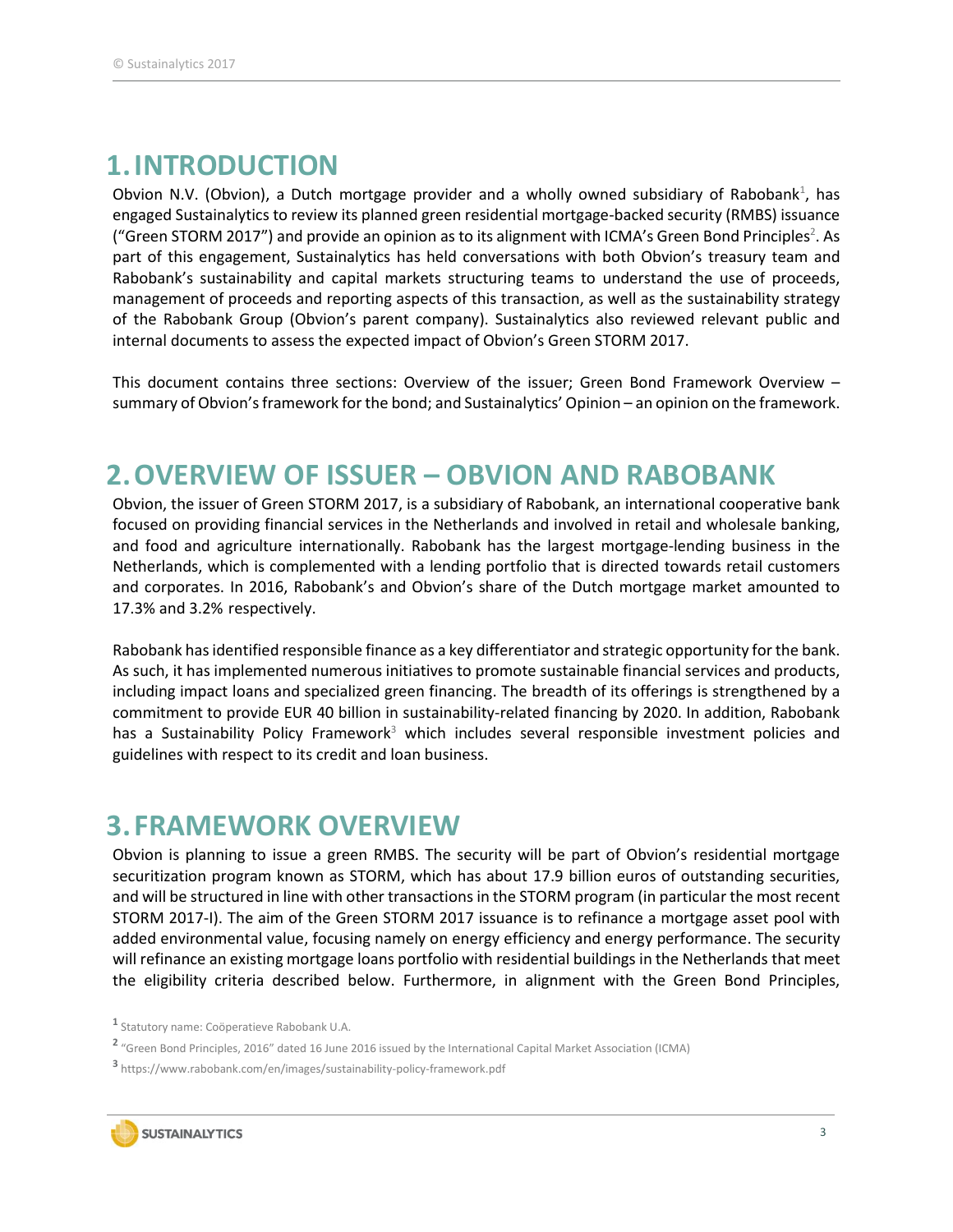# 1. INTRODUCTION

Obvion N.V. (Obvion), a Dutch mortgage provider and a wholly owned subsidiary of Rabobank[1], has engaged Sustainalytics to review its planned green residential mortgage-backed security (RMBS) issuance ("Green STORM 2017") and provide an opinion as to its alignment with ICMA's Green Bond Principles[2]. As part of this engagement, Sustainalytics has held conversations with both Obvion's treasury team and Rabobank's sustainability and capital markets structuring teams to understand the use of proceeds, management of proceeds and reporting aspects of this transaction, as well as the sustainability strategy of the Rabobank Group (Obvion's parent company). Sustainalytics also reviewed relevant public and internal documents to assess the expected impact of Obvion's Green STORM 2017.

This document contains three sections: Overview of the issuer; Green Bond Framework Overview – summary of Obvion's framework for the bond; and Sustainalytics' Opinion – an opinion on the framework.

# 2. OVERVIEW OF ISSUER – OBVION AND RABOBANK

Obvion, the issuer of Green STORM 2017, is a subsidiary of Rabobank, an international cooperative bank focused on providing financial services in the Netherlands and involved in retail and wholesale banking, and food and agriculture internationally. Rabobank has the largest mortgage-lending business in the Netherlands, which is complemented with a lending portfolio that is directed towards retail customers and corporates. In 2016, Rabobank's and Obvion's share of the Dutch mortgage market amounted to 17.3% and 3.2% respectively.

Rabobank has identified responsible finance as a key differentiator and strategic opportunity for the bank. As such, it has implemented numerous initiatives to promote sustainable financial services and products, including impact loans and specialized green financing. The breadth of its offerings is strengthened by a commitment to provide EUR 40 billion in sustainability-related financing by 2020. In addition, Rabobank has a Sustainability Policy Framework[3] which includes several responsible investment policies and guidelines with respect to its credit and loan business.

# 3. FRAMEWORK OVERVIEW

Obvion is planning to issue a green RMBS. The security will be part of Obvion's residential mortgage securitization program known as STORM, which has about 17.9 billion euros of outstanding securities, and will be structured in line with other transactions in the STORM program (in particular the most recent STORM 2017-I). The aim of the Green STORM 2017 issuance is to refinance a mortgage asset pool with added environmental value, focusing namely on energy efficiency and energy performance. The security will refinance an existing mortgage loans portfolio with residential buildings in the Netherlands that meet the eligibility criteria described below. Furthermore, in alignment with the Green Bond Principles,

[1] Statutory name: Coöperatieve Rabobank U.A.

[2] "Green Bond Principles, 2016" dated 16 June 2016 issued by the International Capital Market Association (ICMA)

[3] https://www.rabobank.com/en/images/sustainability-policy-framework.pdf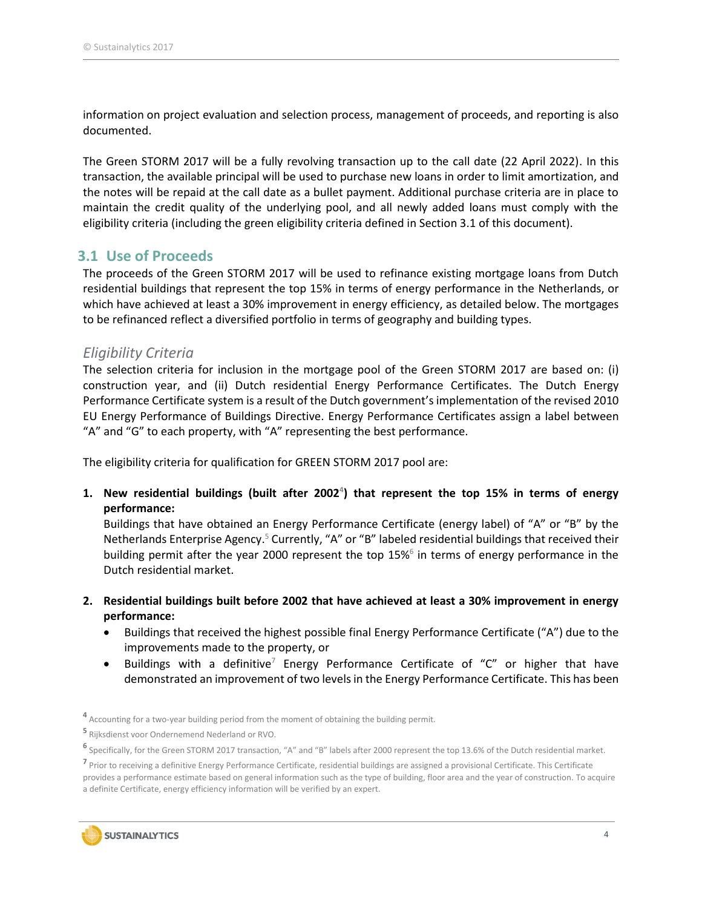information on project evaluation and selection process, management of proceeds, and reporting is also documented.

The Green STORM 2017 will be a fully revolving transaction up to the call date (22 April 2022). In this transaction, the available principal will be used to purchase new loans in order to limit amortization, and the notes will be repaid at the call date as a bullet payment. Additional purchase criteria are in place to maintain the credit quality of the underlying pool, and all newly added loans must comply with the eligibility criteria (including the green eligibility criteria defined in Section 3.1 of this document).

## 3.1 Use of Proceeds

The proceeds of the Green STORM 2017 will be used to refinance existing mortgage loans from Dutch residential buildings that represent the top 15% in terms of energy performance in the Netherlands, or which have achieved at least a 30% improvement in energy efficiency, as detailed below. The mortgages to be refinanced reflect a diversified portfolio in terms of geography and building types.

### *Eligibility Criteria*

The selection criteria for inclusion in the mortgage pool of the Green STORM 2017 are based on: (i) construction year, and (ii) Dutch residential Energy Performance Certificates. The Dutch Energy Performance Certificate system is a result of the Dutch government's implementation of the revised 2010 EU Energy Performance of Buildings Directive. Energy Performance Certificates assign a label between "A" and "G" to each property, with "A" representing the best performance.

The eligibility criteria for qualification for GREEN STORM 2017 pool are:

1. **New residential buildings (built after 2002[4]) that represent the top 15% in terms of energy performance:**
   Buildings that have obtained an Energy Performance Certificate (energy label) of "A" or "B" by the Netherlands Enterprise Agency.[5] Currently, "A" or "B" labeled residential buildings that received their building permit after the year 2000 represent the top 15%[6] in terms of energy performance in the Dutch residential market.

2. **Residential buildings built before 2002 that have achieved at least a 30% improvement in energy performance:**
   - Buildings that received the highest possible final Energy Performance Certificate ("A") due to the improvements made to the property, or
   - Buildings with a definitive[7] Energy Performance Certificate of "C" or higher that have demonstrated an improvement of two levels in the Energy Performance Certificate. This has been

[4] Accounting for a two-year building period from the moment of obtaining the building permit.

[5] Rijksdienst voor Ondernemend Nederland or RVO.

[6] Specifically, for the Green STORM 2017 transaction, "A" and "B" labels after 2000 represent the top 13.6% of the Dutch residential market.

[7] Prior to receiving a definitive Energy Performance Certificate, residential buildings are assigned a provisional Certificate. This Certificate provides a performance estimate based on general information such as the type of building, floor area and the year of construction. To acquire a definite Certificate, energy efficiency information will be verified by an expert.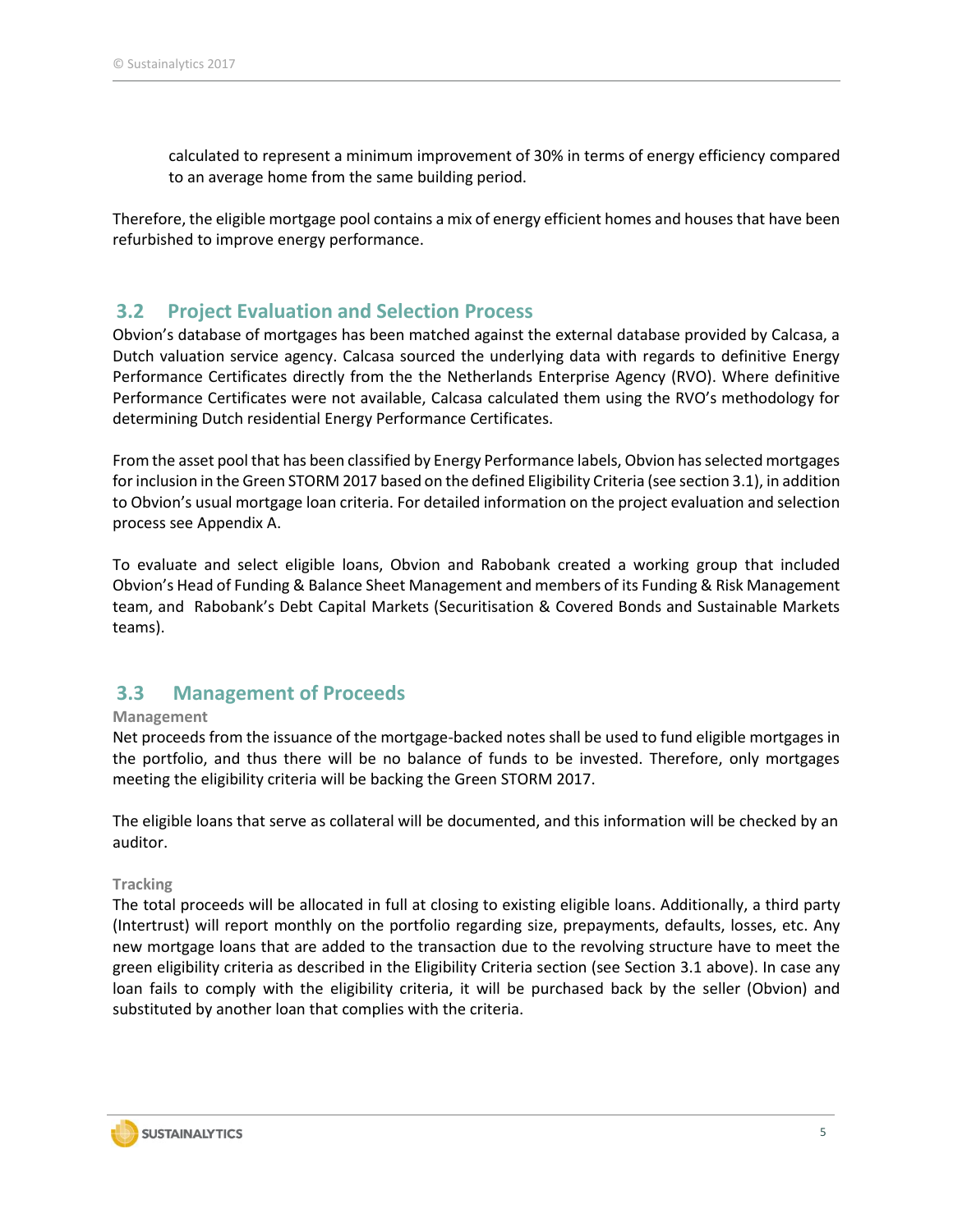calculated to represent a minimum improvement of 30% in terms of energy efficiency compared to an average home from the same building period.

Therefore, the eligible mortgage pool contains a mix of energy efficient homes and houses that have been refurbished to improve energy performance.

## 3.2 Project Evaluation and Selection Process

Obvion's database of mortgages has been matched against the external database provided by Calcasa, a Dutch valuation service agency. Calcasa sourced the underlying data with regards to definitive Energy Performance Certificates directly from the the Netherlands Enterprise Agency (RVO). Where definitive Performance Certificates were not available, Calcasa calculated them using the RVO's methodology for determining Dutch residential Energy Performance Certificates.

From the asset pool that has been classified by Energy Performance labels, Obvion has selected mortgages for inclusion in the Green STORM 2017 based on the defined Eligibility Criteria (see section 3.1), in addition to Obvion's usual mortgage loan criteria. For detailed information on the project evaluation and selection process see Appendix A.

To evaluate and select eligible loans, Obvion and Rabobank created a working group that included Obvion's Head of Funding & Balance Sheet Management and members of its Funding & Risk Management team, and Rabobank's Debt Capital Markets (Securitisation & Covered Bonds and Sustainable Markets teams).

## 3.3 Management of Proceeds

### Management

Net proceeds from the issuance of the mortgage-backed notes shall be used to fund eligible mortgages in the portfolio, and thus there will be no balance of funds to be invested. Therefore, only mortgages meeting the eligibility criteria will be backing the Green STORM 2017.

The eligible loans that serve as collateral will be documented, and this information will be checked by an auditor.

### Tracking

The total proceeds will be allocated in full at closing to existing eligible loans. Additionally, a third party (Intertrust) will report monthly on the portfolio regarding size, prepayments, defaults, losses, etc. Any new mortgage loans that are added to the transaction due to the revolving structure have to meet the green eligibility criteria as described in the Eligibility Criteria section (see Section 3.1 above). In case any loan fails to comply with the eligibility criteria, it will be purchased back by the seller (Obvion) and substituted by another loan that complies with the criteria.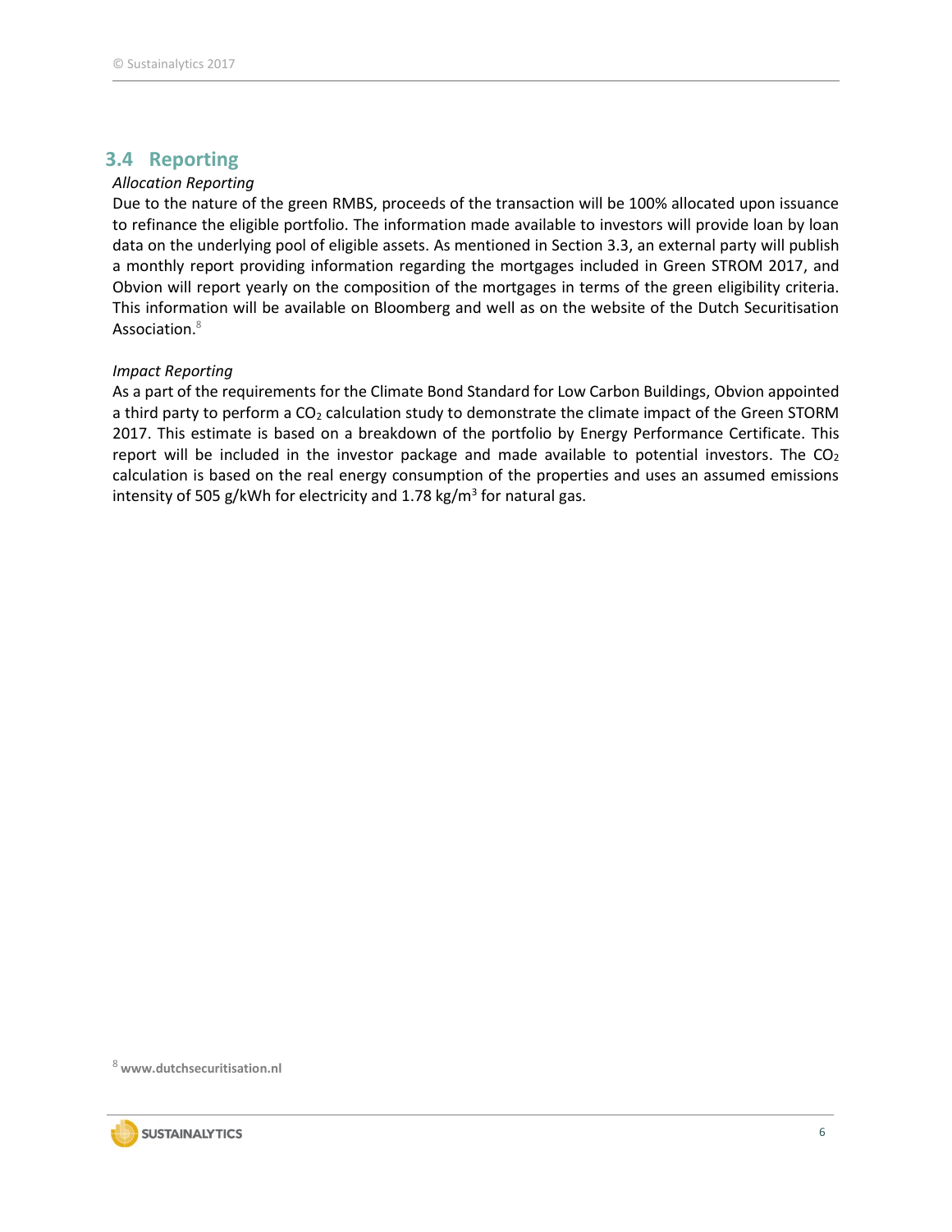## 3.4 Reporting

*Allocation Reporting*

Due to the nature of the green RMBS, proceeds of the transaction will be 100% allocated upon issuance to refinance the eligible portfolio. The information made available to investors will provide loan by loan data on the underlying pool of eligible assets. As mentioned in Section 3.3, an external party will publish a monthly report providing information regarding the mortgages included in Green STROM 2017, and Obvion will report yearly on the composition of the mortgages in terms of the green eligibility criteria. This information will be available on Bloomberg and well as on the website of the Dutch Securitisation Association.[8]

*Impact Reporting*

As a part of the requirements for the Climate Bond Standard for Low Carbon Buildings, Obvion appointed a third party to perform a $CO_2$ calculation study to demonstrate the climate impact of the Green STORM 2017. This estimate is based on a breakdown of the portfolio by Energy Performance Certificate. This report will be included in the investor package and made available to potential investors. The $CO_2$ calculation is based on the real energy consumption of the properties and uses an assumed emissions intensity of 505 g/kWh for electricity and 1.78 kg/m$^3$ for natural gas.

[8] **www.dutchsecuritisation.nl**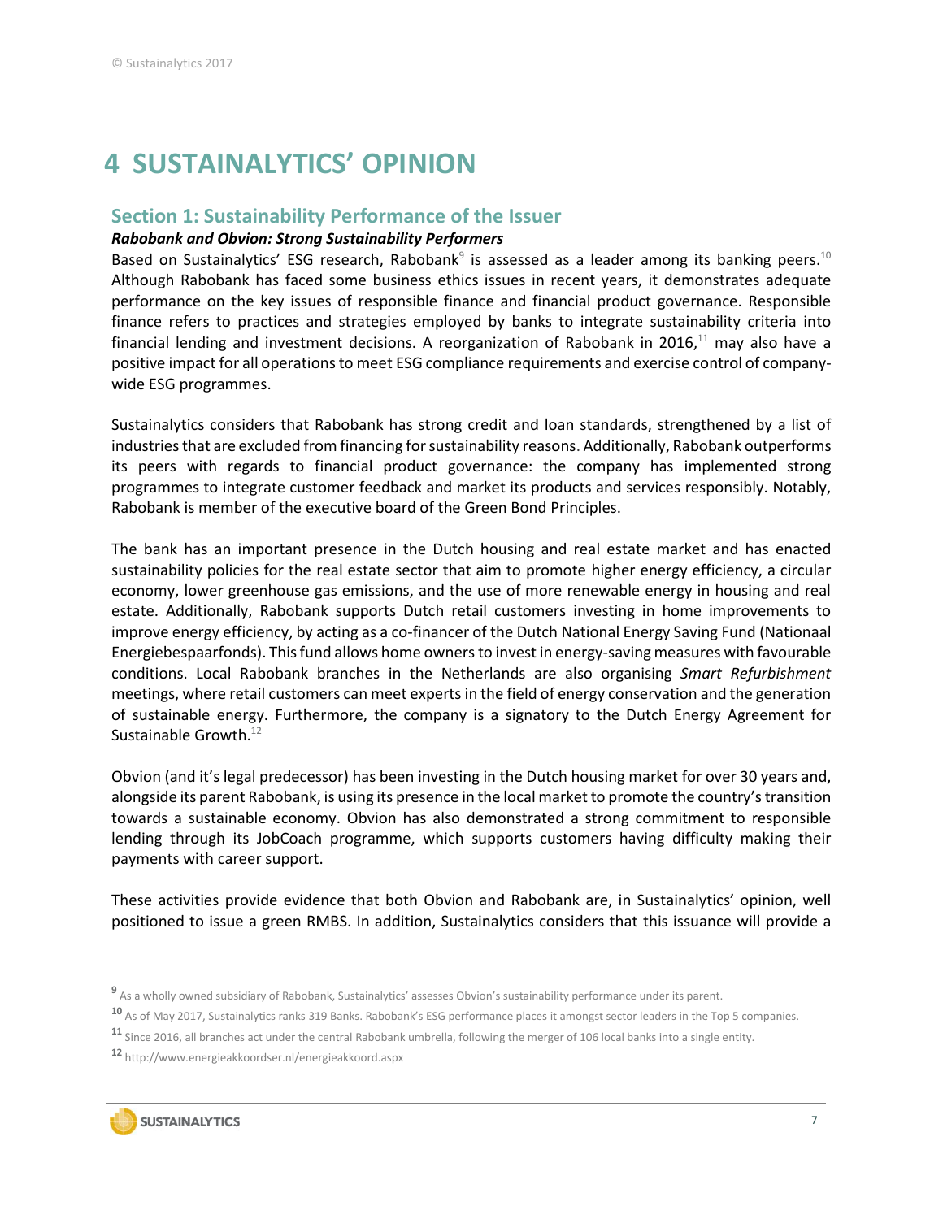# 4 SUSTAINALYTICS' OPINION

## Section 1: Sustainability Performance of the Issuer

***Rabobank and Obvion: Strong Sustainability Performers***

Based on Sustainalytics' ESG research, Rabobank[9] is assessed as a leader among its banking peers.[10] Although Rabobank has faced some business ethics issues in recent years, it demonstrates adequate performance on the key issues of responsible finance and financial product governance. Responsible finance refers to practices and strategies employed by banks to integrate sustainability criteria into financial lending and investment decisions. A reorganization of Rabobank in 2016,[11] may also have a positive impact for all operations to meet ESG compliance requirements and exercise control of company-wide ESG programmes.

Sustainalytics considers that Rabobank has strong credit and loan standards, strengthened by a list of industries that are excluded from financing for sustainability reasons. Additionally, Rabobank outperforms its peers with regards to financial product governance: the company has implemented strong programmes to integrate customer feedback and market its products and services responsibly. Notably, Rabobank is member of the executive board of the Green Bond Principles.

The bank has an important presence in the Dutch housing and real estate market and has enacted sustainability policies for the real estate sector that aim to promote higher energy efficiency, a circular economy, lower greenhouse gas emissions, and the use of more renewable energy in housing and real estate. Additionally, Rabobank supports Dutch retail customers investing in home improvements to improve energy efficiency, by acting as a co-financer of the Dutch National Energy Saving Fund (Nationaal Energiebespaarfonds). This fund allows home owners to invest in energy-saving measures with favourable conditions. Local Rabobank branches in the Netherlands are also organising *Smart Refurbishment* meetings, where retail customers can meet experts in the field of energy conservation and the generation of sustainable energy. Furthermore, the company is a signatory to the Dutch Energy Agreement for Sustainable Growth.[12]

Obvion (and it's legal predecessor) has been investing in the Dutch housing market for over 30 years and, alongside its parent Rabobank, is using its presence in the local market to promote the country's transition towards a sustainable economy. Obvion has also demonstrated a strong commitment to responsible lending through its JobCoach programme, which supports customers having difficulty making their payments with career support.

These activities provide evidence that both Obvion and Rabobank are, in Sustainalytics' opinion, well positioned to issue a green RMBS. In addition, Sustainalytics considers that this issuance will provide a

---

[9] As a wholly owned subsidiary of Rabobank, Sustainalytics' assesses Obvion's sustainability performance under its parent.

[10] As of May 2017, Sustainalytics ranks 319 Banks. Rabobank's ESG performance places it amongst sector leaders in the Top 5 companies.

[11] Since 2016, all branches act under the central Rabobank umbrella, following the merger of 106 local banks into a single entity.

[12] http://www.energieakkoordser.nl/energieakkoord.aspx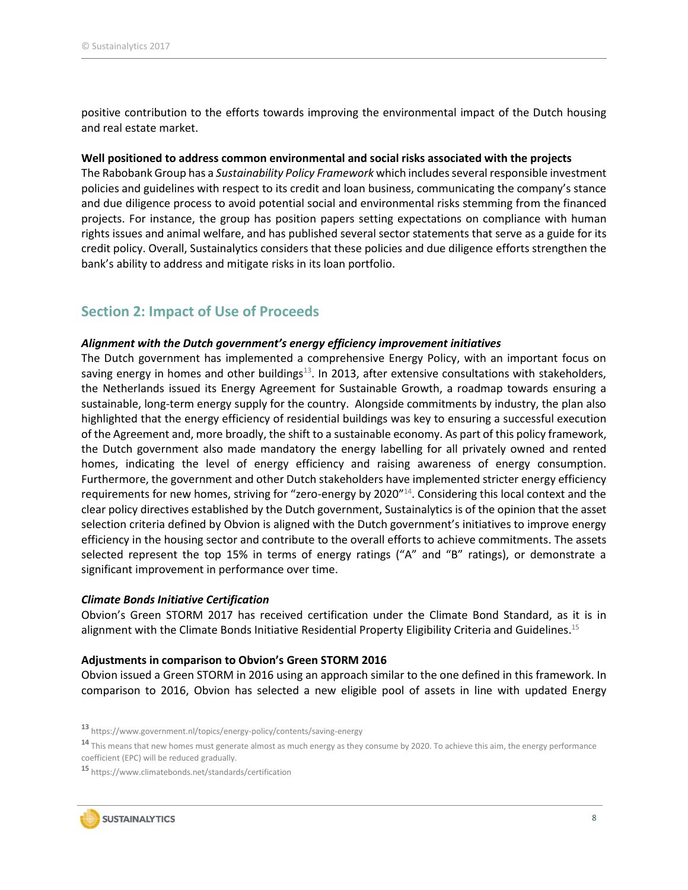positive contribution to the efforts towards improving the environmental impact of the Dutch housing and real estate market.

**Well positioned to address common environmental and social risks associated with the projects**

The Rabobank Group has a *Sustainability Policy Framework* which includes several responsible investment policies and guidelines with respect to its credit and loan business, communicating the company's stance and due diligence process to avoid potential social and environmental risks stemming from the financed projects. For instance, the group has position papers setting expectations on compliance with human rights issues and animal welfare, and has published several sector statements that serve as a guide for its credit policy. Overall, Sustainalytics considers that these policies and due diligence efforts strengthen the bank's ability to address and mitigate risks in its loan portfolio.

## Section 2: Impact of Use of Proceeds

***Alignment with the Dutch government's energy efficiency improvement initiatives***

The Dutch government has implemented a comprehensive Energy Policy, with an important focus on saving energy in homes and other buildings[13]. In 2013, after extensive consultations with stakeholders, the Netherlands issued its Energy Agreement for Sustainable Growth, a roadmap towards ensuring a sustainable, long-term energy supply for the country. Alongside commitments by industry, the plan also highlighted that the energy efficiency of residential buildings was key to ensuring a successful execution of the Agreement and, more broadly, the shift to a sustainable economy. As part of this policy framework, the Dutch government also made mandatory the energy labelling for all privately owned and rented homes, indicating the level of energy efficiency and raising awareness of energy consumption. Furthermore, the government and other Dutch stakeholders have implemented stricter energy efficiency requirements for new homes, striving for "zero-energy by 2020"[14]. Considering this local context and the clear policy directives established by the Dutch government, Sustainalytics is of the opinion that the asset selection criteria defined by Obvion is aligned with the Dutch government's initiatives to improve energy efficiency in the housing sector and contribute to the overall efforts to achieve commitments. The assets selected represent the top 15% in terms of energy ratings ("A" and "B" ratings), or demonstrate a significant improvement in performance over time.

***Climate Bonds Initiative Certification***

Obvion's Green STORM 2017 has received certification under the Climate Bond Standard, as it is in alignment with the Climate Bonds Initiative Residential Property Eligibility Criteria and Guidelines.[15]

**Adjustments in comparison to Obvion's Green STORM 2016**

Obvion issued a Green STORM in 2016 using an approach similar to the one defined in this framework. In comparison to 2016, Obvion has selected a new eligible pool of assets in line with updated Energy

[13] https://www.government.nl/topics/energy-policy/contents/saving-energy

[14] This means that new homes must generate almost as much energy as they consume by 2020. To achieve this aim, the energy performance coefficient (EPC) will be reduced gradually.

[15] https://www.climatebonds.net/standards/certification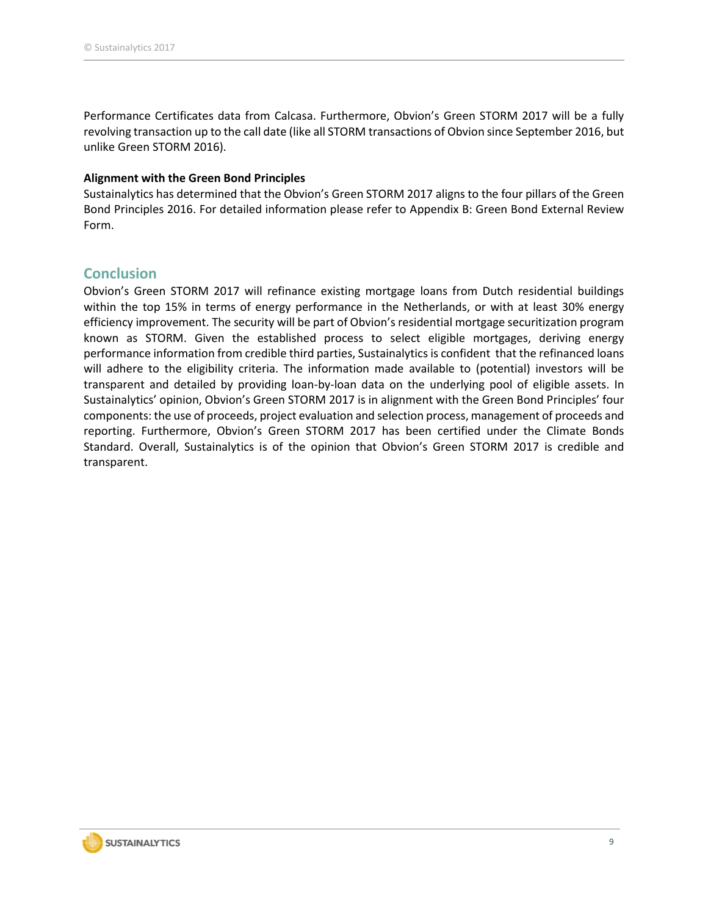Performance Certificates data from Calcasa. Furthermore, Obvion's Green STORM 2017 will be a fully revolving transaction up to the call date (like all STORM transactions of Obvion since September 2016, but unlike Green STORM 2016).

**Alignment with the Green Bond Principles**

Sustainalytics has determined that the Obvion's Green STORM 2017 aligns to the four pillars of the Green Bond Principles 2016. For detailed information please refer to Appendix B: Green Bond External Review Form.

## Conclusion

Obvion's Green STORM 2017 will refinance existing mortgage loans from Dutch residential buildings within the top 15% in terms of energy performance in the Netherlands, or with at least 30% energy efficiency improvement. The security will be part of Obvion's residential mortgage securitization program known as STORM. Given the established process to select eligible mortgages, deriving energy performance information from credible third parties, Sustainalytics is confident that the refinanced loans will adhere to the eligibility criteria. The information made available to (potential) investors will be transparent and detailed by providing loan-by-loan data on the underlying pool of eligible assets. In Sustainalytics' opinion, Obvion's Green STORM 2017 is in alignment with the Green Bond Principles' four components: the use of proceeds, project evaluation and selection process, management of proceeds and reporting. Furthermore, Obvion's Green STORM 2017 has been certified under the Climate Bonds Standard. Overall, Sustainalytics is of the opinion that Obvion's Green STORM 2017 is credible and transparent.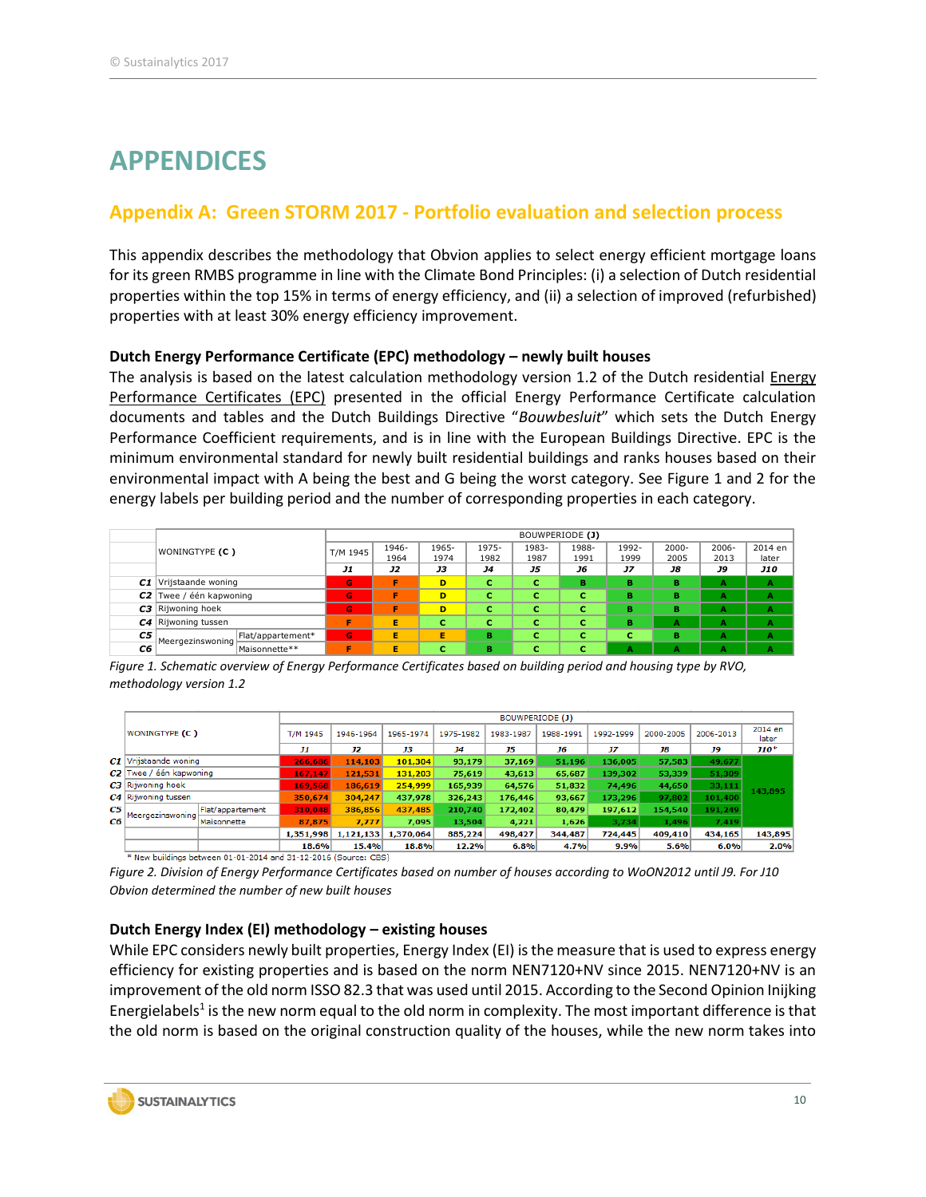# APPENDICES

## Appendix A: Green STORM 2017 - Portfolio evaluation and selection process

This appendix describes the methodology that Obvion applies to select energy efficient mortgage loans for its green RMBS programme in line with the Climate Bond Principles: (i) a selection of Dutch residential properties within the top 15% in terms of energy efficiency, and (ii) a selection of improved (refurbished) properties with at least 30% energy efficiency improvement.

### Dutch Energy Performance Certificate (EPC) methodology – newly built houses

The analysis is based on the latest calculation methodology version 1.2 of the Dutch residential Energy Performance Certificates (EPC) presented in the official Energy Performance Certificate calculation documents and tables and the Dutch Buildings Directive "*Bouwbesluit*" which sets the Dutch Energy Performance Coefficient requirements, and is in line with the European Buildings Directive. EPC is the minimum environmental standard for newly built residential buildings and ranks houses based on their environmental impact with A being the best and G being the worst category. See Figure 1 and 2 for the energy labels per building period and the number of corresponding properties in each category.

| | WONINGTYPE (C) | | BOUWPERIODE (J) | | | | | | | | | |
|---|---|---|---|---|---|---|---|---|---|---|---|---|
| | | | T/M 1945 | 1946-1964 | 1965-1974 | 1975-1982 | 1983-1987 | 1988-1991 | 1992-1999 | 2000-2005 | 2006-2013 | 2014 en later |
| | | | J1 | J2 | J3 | J4 | J5 | J6 | J7 | J8 | J9 | J10 |
| C1 | Vrijstaande woning | | G | F | D | C | C | B | B | B | A | A |
| C2 | Twee / één kapwoning | | G | F | D | C | C | C | B | B | A | A |
| C3 | Rijwoning hoek | | G | F | D | C | C | C | B | B | A | A |
| C4 | Rijwoning tussen | | F | E | C | C | C | C | B | A | A | A |
| C5 | Meergezinswoning | Flat/appartement* | G | E | E | B | C | C | C | B | A | A |
| C6 | | Maisonnette** | F | E | C | B | C | C | A | A | A | A |

*Figure 1. Schematic overview of Energy Performance Certificates based on building period and housing type by RVO, methodology version 1.2*

| | WONINGTYPE (C) | | BOUWPERIODE (J) | | | | | | | | | |
|---|---|---|---|---|---|---|---|---|---|---|---|---|
| | | | T/M 1945 | 1946-1964 | 1965-1974 | 1975-1982 | 1983-1987 | 1988-1991 | 1992-1999 | 2000-2005 | 2006-2013 | 2014 en later |
| | | | J1 | J2 | J3 | J4 | J5 | J6 | J7 | J8 | J9 | J10* |
| C1 | Vrijstaande woning | | 266,686 | 114,103 | 101,304 | 93,179 | 37,169 | 51,196 | 136,005 | 57,583 | 49,677 | 143,895 |
| C2 | Twee / één kapwoning | | 167,147 | 121,531 | 131,203 | 75,619 | 43,613 | 65,687 | 139,302 | 53,339 | 51,309 | |
| C3 | Rijwoning hoek | | 169,568 | 186,619 | 254,999 | 165,939 | 64,576 | 51,832 | 74,496 | 44,650 | 33,111 | |
| C4 | Rijwoning tussen | | 350,674 | 304,247 | 437,978 | 326,243 | 176,446 | 93,667 | 173,296 | 97,802 | 101,400 | |
| C5 | Meergezinswoning | Flat/appartement | 310,048 | 386,856 | 437,485 | 210,740 | 172,402 | 80,479 | 197,612 | 154,540 | 191,249 | |
| C6 | | Maisonnette | 87,875 | 7,777 | 7,095 | 13,504 | 4,221 | 1,626 | 3,734 | 1,496 | 7,419 | |
| | | | 1,351,998 | 1,121,133 | 1,370,064 | 885,224 | 498,427 | 344,487 | 724,445 | 409,410 | 434,165 | 143,895 |
| | | | 18.6% | 15.4% | 18.8% | 12.2% | 6.8% | 4.7% | 9.9% | 5.6% | 6.0% | 2.0% |

\* New buildings between 01-01-2014 and 31-12-2016 (Source: CBS)

*Figure 2. Division of Energy Performance Certificates based on number of houses according to WoON2012 until J9. For J10 Obvion determined the number of new built houses*

### Dutch Energy Index (EI) methodology – existing houses

While EPC considers newly built properties, Energy Index (EI) is the measure that is used to express energy efficiency for existing properties and is based on the norm NEN7120+NV since 2015. NEN7120+NV is an improvement of the old norm ISSO 82.3 that was used until 2015. According to the Second Opinion Inijking Energielabels[1] is the new norm equal to the old norm in complexity. The most important difference is that the old norm is based on the original construction quality of the houses, while the new norm takes into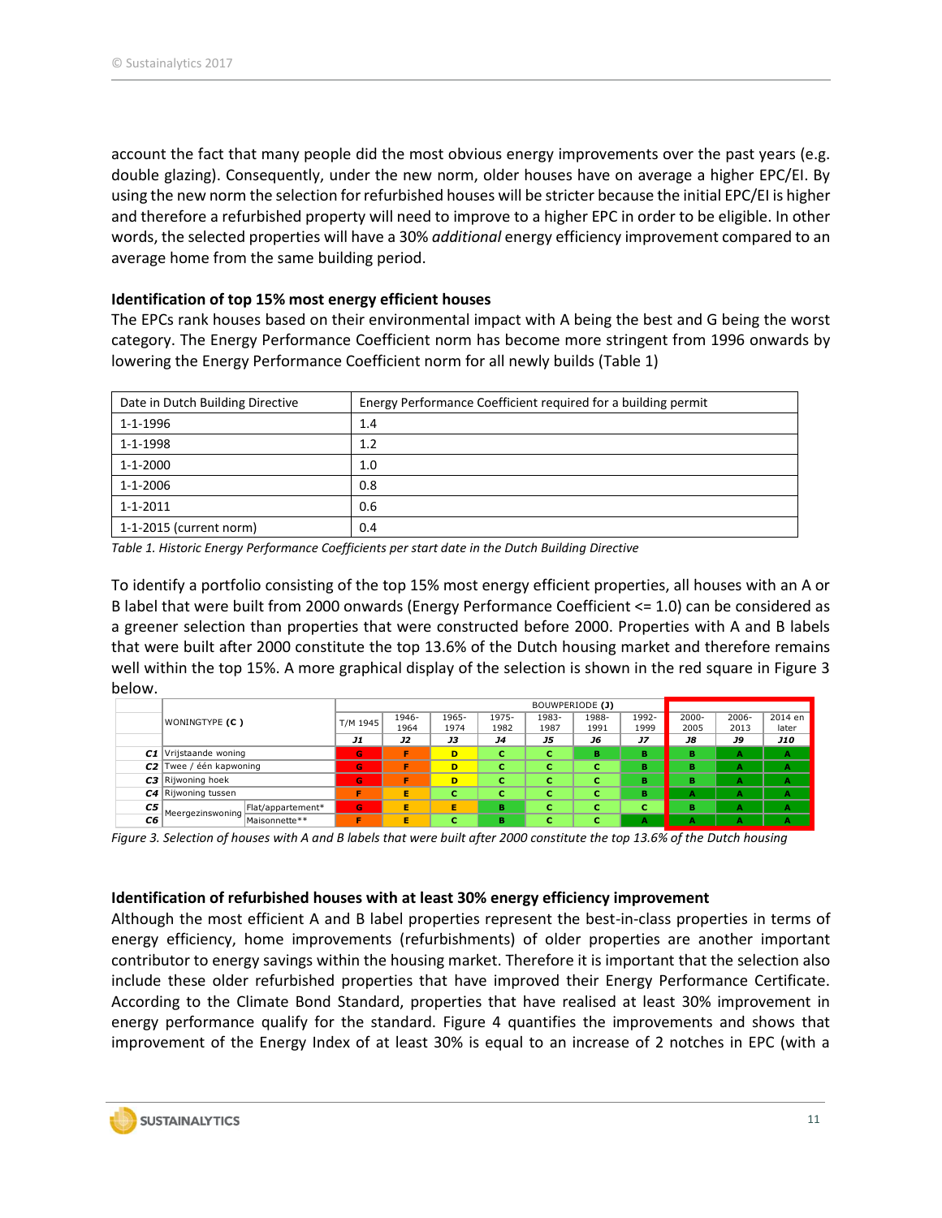account the fact that many people did the most obvious energy improvements over the past years (e.g. double glazing). Consequently, under the new norm, older houses have on average a higher EPC/EI. By using the new norm the selection for refurbished houses will be stricter because the initial EPC/EI is higher and therefore a refurbished property will need to improve to a higher EPC in order to be eligible. In other words, the selected properties will have a 30% *additional* energy efficiency improvement compared to an average home from the same building period.

**Identification of top 15% most energy efficient houses**

The EPCs rank houses based on their environmental impact with A being the best and G being the worst category. The Energy Performance Coefficient norm has become more stringent from 1996 onwards by lowering the Energy Performance Coefficient norm for all newly builds (Table 1)

| Date in Dutch Building Directive | Energy Performance Coefficient required for a building permit |
|---|---|
| 1-1-1996 | 1.4 |
| 1-1-1998 | 1.2 |
| 1-1-2000 | 1.0 |
| 1-1-2006 | 0.8 |
| 1-1-2011 | 0.6 |
| 1-1-2015 (current norm) | 0.4 |

*Table 1. Historic Energy Performance Coefficients per start date in the Dutch Building Directive*

To identify a portfolio consisting of the top 15% most energy efficient properties, all houses with an A or B label that were built from 2000 onwards (Energy Performance Coefficient <= 1.0) can be considered as a greener selection than properties that were constructed before 2000. Properties with A and B labels that were built after 2000 constitute the top 13.6% of the Dutch housing market and therefore remains well within the top 15%. A more graphical display of the selection is shown in the red square in Figure 3 below.

| | WONINGTYPE (C) | | BOUWPERIODE (J) | | | | | | | | | |
|---|---|---|---|---|---|---|---|---|---|---|---|---|
| | | | T/M 1945 | 1946-1964 | 1965-1974 | 1975-1982 | 1983-1987 | 1988-1991 | 1992-1999 | 2000-2005 | 2006-2013 | 2014 en later |
| | | | J1 | J2 | J3 | J4 | J5 | J6 | J7 | J8 | J9 | J10 |
| C1 | Vrijstaande woning | | G | F | D | C | C | B | B | B | A | A |
| C2 | Twee / één kapwoning | | G | F | D | C | C | C | B | B | A | A |
| C3 | Rijwoning hoek | | G | F | D | C | C | C | B | B | A | A |
| C4 | Rijwoning tussen | | F | E | C | C | C | C | B | A | A | A |
| C5 | Meergezinswoning | Flat/appartement* | G | E | E | B | C | C | C | B | A | A |
| C6 | | Maisonnette** | F | E | C | B | C | C | A | A | A | A |

*Figure 3. Selection of houses with A and B labels that were built after 2000 constitute the top 13.6% of the Dutch housing*

**Identification of refurbished houses with at least 30% energy efficiency improvement**

Although the most efficient A and B label properties represent the best-in-class properties in terms of energy efficiency, home improvements (refurbishments) of older properties are another important contributor to energy savings within the housing market. Therefore it is important that the selection also include these older refurbished properties that have improved their Energy Performance Certificate. According to the Climate Bond Standard, properties that have realised at least 30% improvement in energy performance qualify for the standard. Figure 4 quantifies the improvements and shows that improvement of the Energy Index of at least 30% is equal to an increase of 2 notches in EPC (with a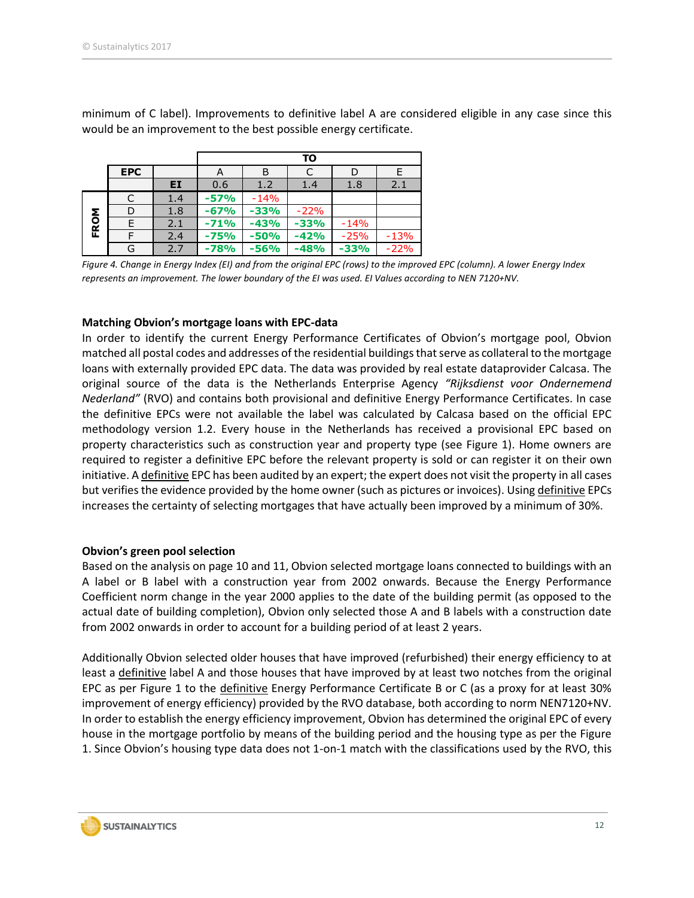minimum of C label). Improvements to definitive label A are considered eligible in any case since this would be an improvement to the best possible energy certificate.

| | | | TO | | | | |
|---|---|---|---|---|---|---|---|
| | **EPC** | | A | B | C | D | E |
| | | **EI** | 0.6 | 1.2 | 1.4 | 1.8 | 2.1 |
| **FROM** | C | 1.4 | **-57%** | -14% | | | |
| | D | 1.8 | **-67%** | **-33%** | -22% | | |
| | E | 2.1 | **-71%** | **-43%** | **-33%** | -14% | |
| | F | 2.4 | **-75%** | **-50%** | **-42%** | -25% | -13% |
| | G | 2.7 | **-78%** | **-56%** | **-48%** | **-33%** | -22% |

*Figure 4. Change in Energy Index (EI) and from the original EPC (rows) to the improved EPC (column). A lower Energy Index represents an improvement. The lower boundary of the EI was used. EI Values according to NEN 7120+NV.*

**Matching Obvion's mortgage loans with EPC-data**

In order to identify the current Energy Performance Certificates of Obvion's mortgage pool, Obvion matched all postal codes and addresses of the residential buildings that serve as collateral to the mortgage loans with externally provided EPC data. The data was provided by real estate dataprovider Calcasa. The original source of the data is the Netherlands Enterprise Agency *"Rijksdienst voor Ondernemend Nederland"* (RVO) and contains both provisional and definitive Energy Performance Certificates. In case the definitive EPCs were not available the label was calculated by Calcasa based on the official EPC methodology version 1.2. Every house in the Netherlands has received a provisional EPC based on property characteristics such as construction year and property type (see Figure 1). Home owners are required to register a definitive EPC before the relevant property is sold or can register it on their own initiative. A definitive EPC has been audited by an expert; the expert does not visit the property in all cases but verifies the evidence provided by the home owner (such as pictures or invoices). Using definitive EPCs increases the certainty of selecting mortgages that have actually been improved by a minimum of 30%.

**Obvion's green pool selection**

Based on the analysis on page 10 and 11, Obvion selected mortgage loans connected to buildings with an A label or B label with a construction year from 2002 onwards. Because the Energy Performance Coefficient norm change in the year 2000 applies to the date of the building permit (as opposed to the actual date of building completion), Obvion only selected those A and B labels with a construction date from 2002 onwards in order to account for a building period of at least 2 years.

Additionally Obvion selected older houses that have improved (refurbished) their energy efficiency to at least a definitive label A and those houses that have improved by at least two notches from the original EPC as per Figure 1 to the definitive Energy Performance Certificate B or C (as a proxy for at least 30% improvement of energy efficiency) provided by the RVO database, both according to norm NEN7120+NV. In order to establish the energy efficiency improvement, Obvion has determined the original EPC of every house in the mortgage portfolio by means of the building period and the housing type as per the Figure 1. Since Obvion's housing type data does not 1-on-1 match with the classifications used by the RVO, this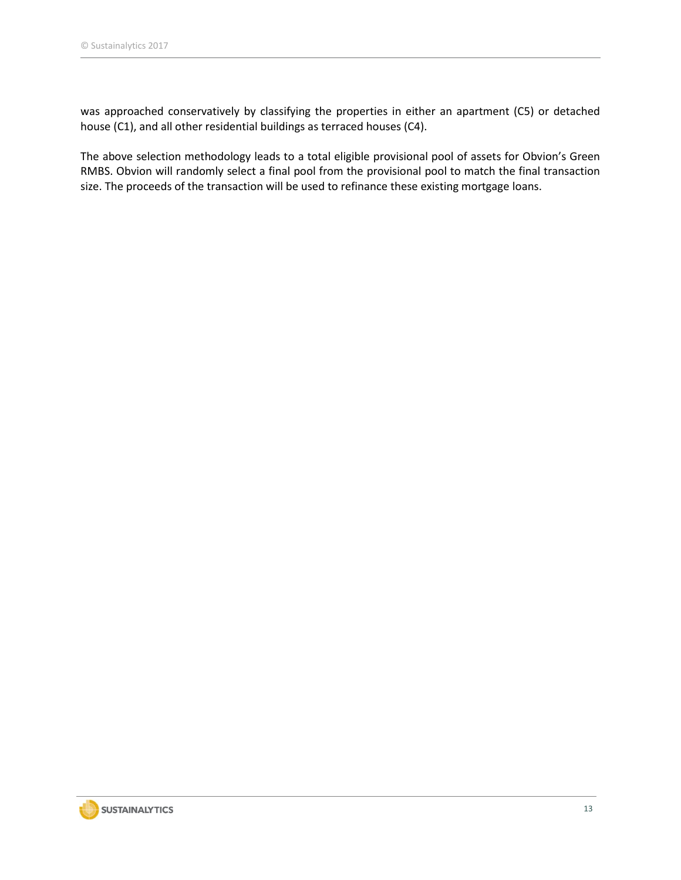was approached conservatively by classifying the properties in either an apartment (C5) or detached house (C1), and all other residential buildings as terraced houses (C4).

The above selection methodology leads to a total eligible provisional pool of assets for Obvion's Green RMBS. Obvion will randomly select a final pool from the provisional pool to match the final transaction size. The proceeds of the transaction will be used to refinance these existing mortgage loans.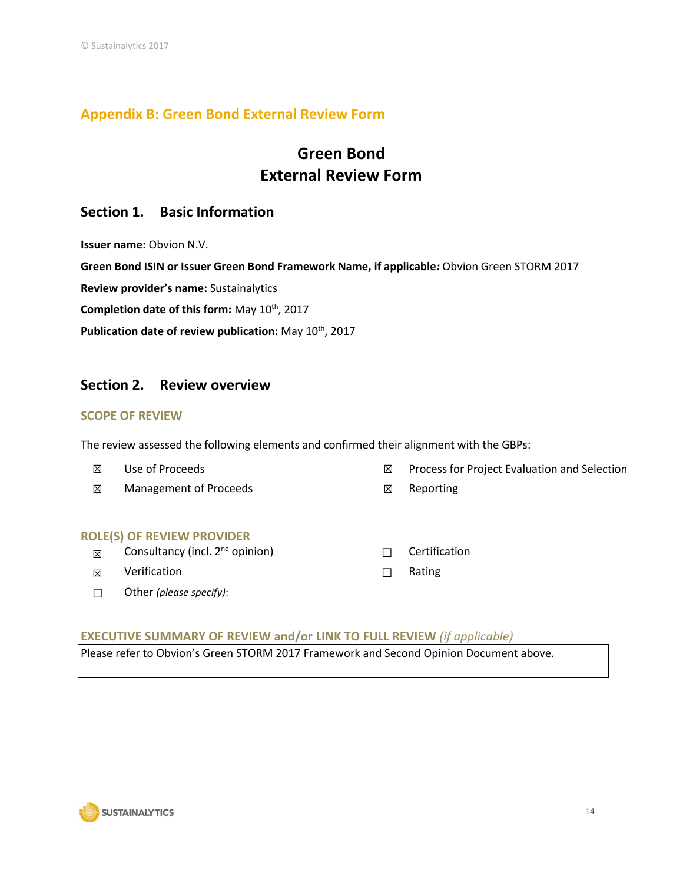## Appendix B: Green Bond External Review Form

# Green Bond External Review Form

## Section 1. Basic Information

**Issuer name:** Obvion N.V.

**Green Bond ISIN or Issuer Green Bond Framework Name, if applicable*:*** Obvion Green STORM 2017

**Review provider's name:** Sustainalytics

**Completion date of this form:** May 10th, 2017

**Publication date of review publication:** May 10th, 2017

## Section 2. Review overview

### SCOPE OF REVIEW

The review assessed the following elements and confirmed their alignment with the GBPs:

- ☒ Use of Proceeds
- ☒ Process for Project Evaluation and Selection
- ☒ Management of Proceeds
- ☒ Reporting

### ROLE(S) OF REVIEW PROVIDER

- ☒ Consultancy (incl. 2nd opinion)
- ☐ Certification
- ☒ Verification
- ☐ Rating
- ☐ Other *(please specify)*:

### EXECUTIVE SUMMARY OF REVIEW and/or LINK TO FULL REVIEW *(if applicable)*

| Please refer to Obvion's Green STORM 2017 Framework and Second Opinion Document above. |
|---|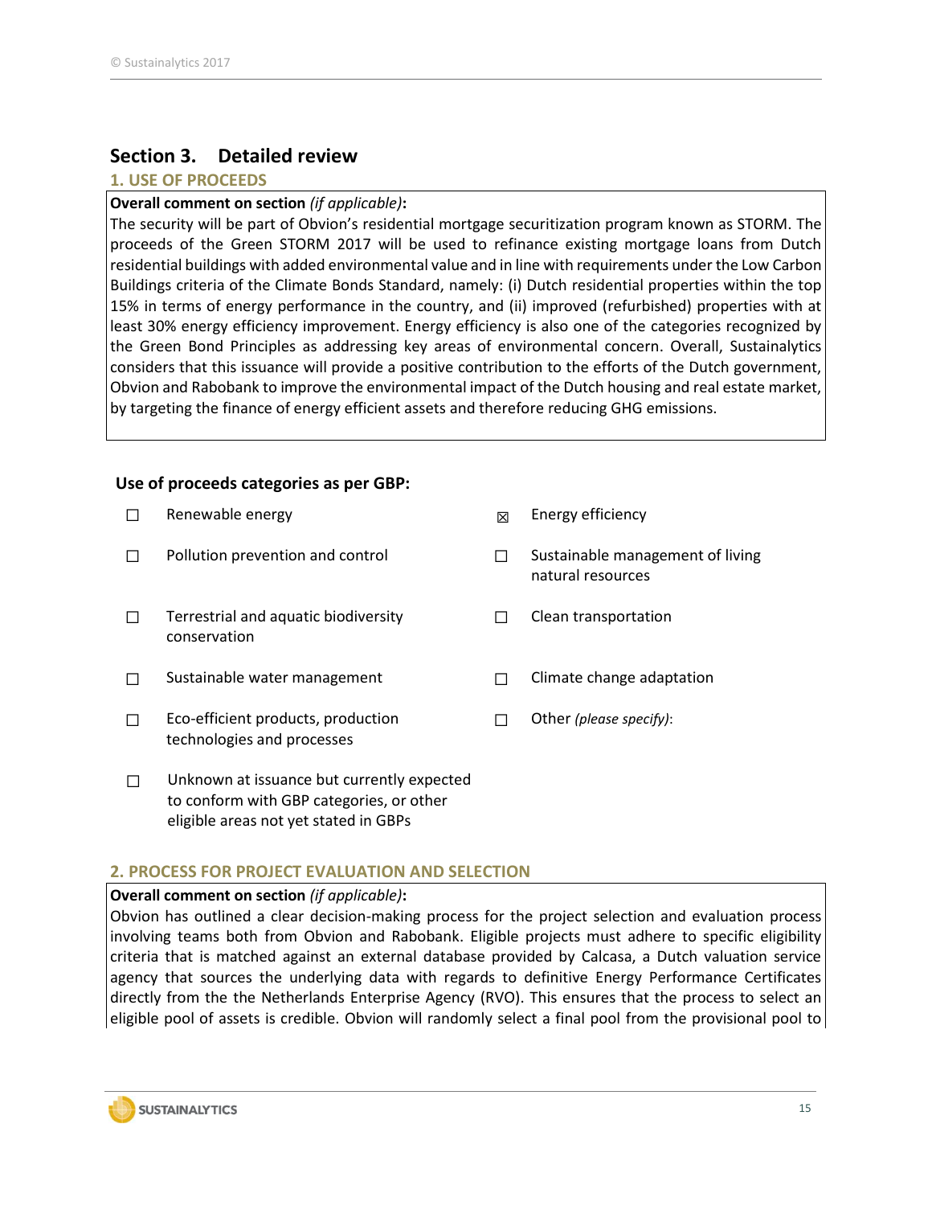## Section 3. Detailed review

### 1. USE OF PROCEEDS

**Overall comment on section** *(if applicable)***:**

The security will be part of Obvion's residential mortgage securitization program known as STORM. The proceeds of the Green STORM 2017 will be used to refinance existing mortgage loans from Dutch residential buildings with added environmental value and in line with requirements under the Low Carbon Buildings criteria of the Climate Bonds Standard, namely: (i) Dutch residential properties within the top 15% in terms of energy performance in the country, and (ii) improved (refurbished) properties with at least 30% energy efficiency improvement. Energy efficiency is also one of the categories recognized by the Green Bond Principles as addressing key areas of environmental concern. Overall, Sustainalytics considers that this issuance will provide a positive contribution to the efforts of the Dutch government, Obvion and Rabobank to improve the environmental impact of the Dutch housing and real estate market, by targeting the finance of energy efficient assets and therefore reducing GHG emissions.

**Use of proceeds categories as per GBP:**

- ☐ Renewable energy
- ☒ Energy efficiency
- ☐ Pollution prevention and control
- ☐ Sustainable management of living natural resources
- ☐ Terrestrial and aquatic biodiversity conservation
- ☐ Clean transportation
- ☐ Sustainable water management
- ☐ Climate change adaptation
- ☐ Eco-efficient products, production technologies and processes
- ☐ Other *(please specify)*:
- ☐ Unknown at issuance but currently expected to conform with GBP categories, or other eligible areas not yet stated in GBPs

### 2. PROCESS FOR PROJECT EVALUATION AND SELECTION

**Overall comment on section** *(if applicable)***:**

Obvion has outlined a clear decision-making process for the project selection and evaluation process involving teams both from Obvion and Rabobank. Eligible projects must adhere to specific eligibility criteria that is matched against an external database provided by Calcasa, a Dutch valuation service agency that sources the underlying data with regards to definitive Energy Performance Certificates directly from the the Netherlands Enterprise Agency (RVO). This ensures that the process to select an eligible pool of assets is credible. Obvion will randomly select a final pool from the provisional pool to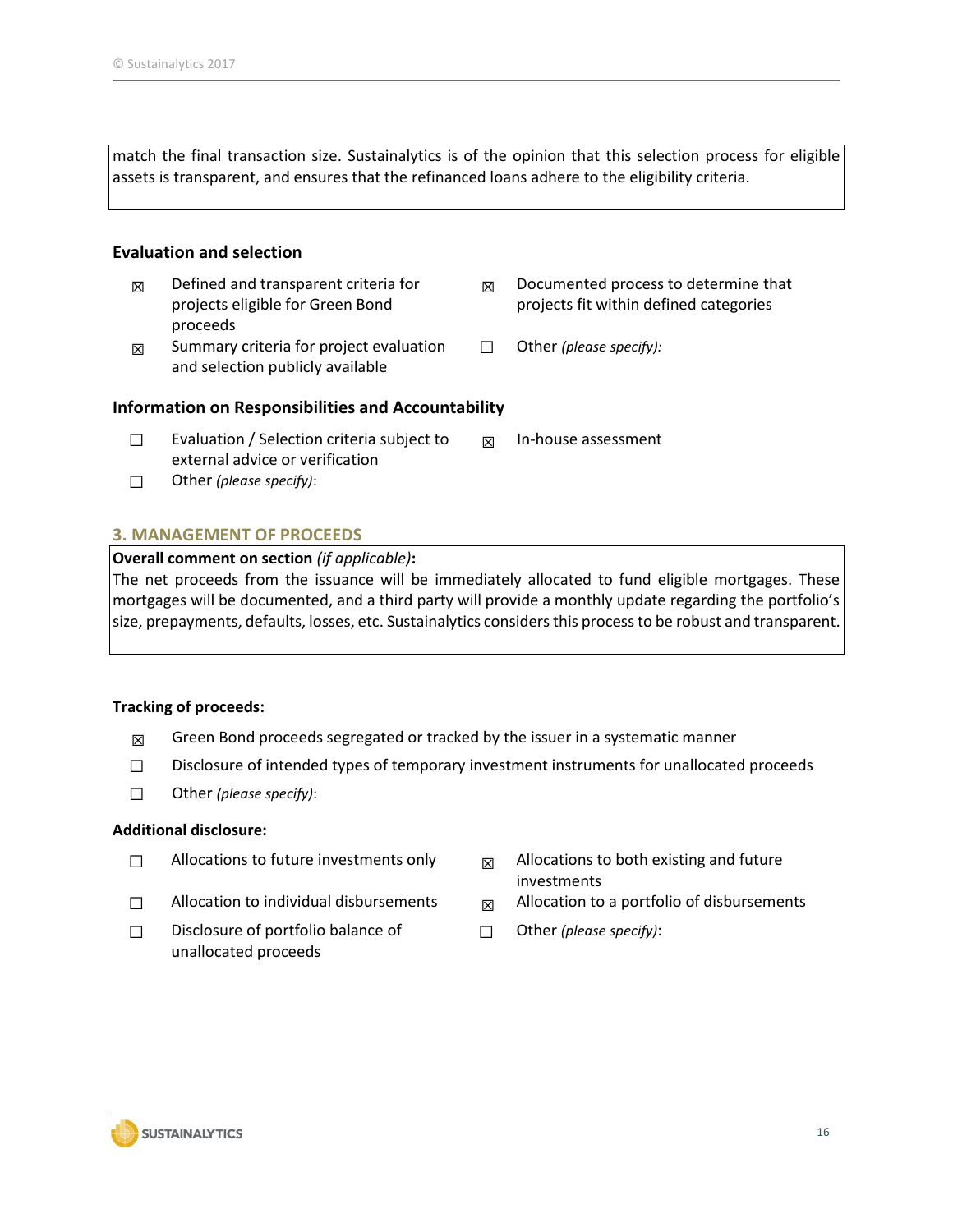match the final transaction size. Sustainalytics is of the opinion that this selection process for eligible assets is transparent, and ensures that the refinanced loans adhere to the eligibility criteria.

### Evaluation and selection

- ☒ Defined and transparent criteria for projects eligible for Green Bond proceeds
- ☒ Documented process to determine that projects fit within defined categories
- ☒ Summary criteria for project evaluation and selection publicly available
- ☐ Other *(please specify):*

### Information on Responsibilities and Accountability

- ☐ Evaluation / Selection criteria subject to external advice or verification
- ☒ In-house assessment
- ☐ Other *(please specify)*:

## 3. MANAGEMENT OF PROCEEDS

**Overall comment on section** *(if applicable)***:**
The net proceeds from the issuance will be immediately allocated to fund eligible mortgages. These mortgages will be documented, and a third party will provide a monthly update regarding the portfolio's size, prepayments, defaults, losses, etc. Sustainalytics considers this process to be robust and transparent.

### Tracking of proceeds:

- ☒ Green Bond proceeds segregated or tracked by the issuer in a systematic manner
- ☐ Disclosure of intended types of temporary investment instruments for unallocated proceeds
- ☐ Other *(please specify)*:

### Additional disclosure:

- ☐ Allocations to future investments only
- ☒ Allocations to both existing and future investments
- ☐ Allocation to individual disbursements
- ☒ Allocation to a portfolio of disbursements
- ☐ Disclosure of portfolio balance of unallocated proceeds
- ☐ Other *(please specify)*: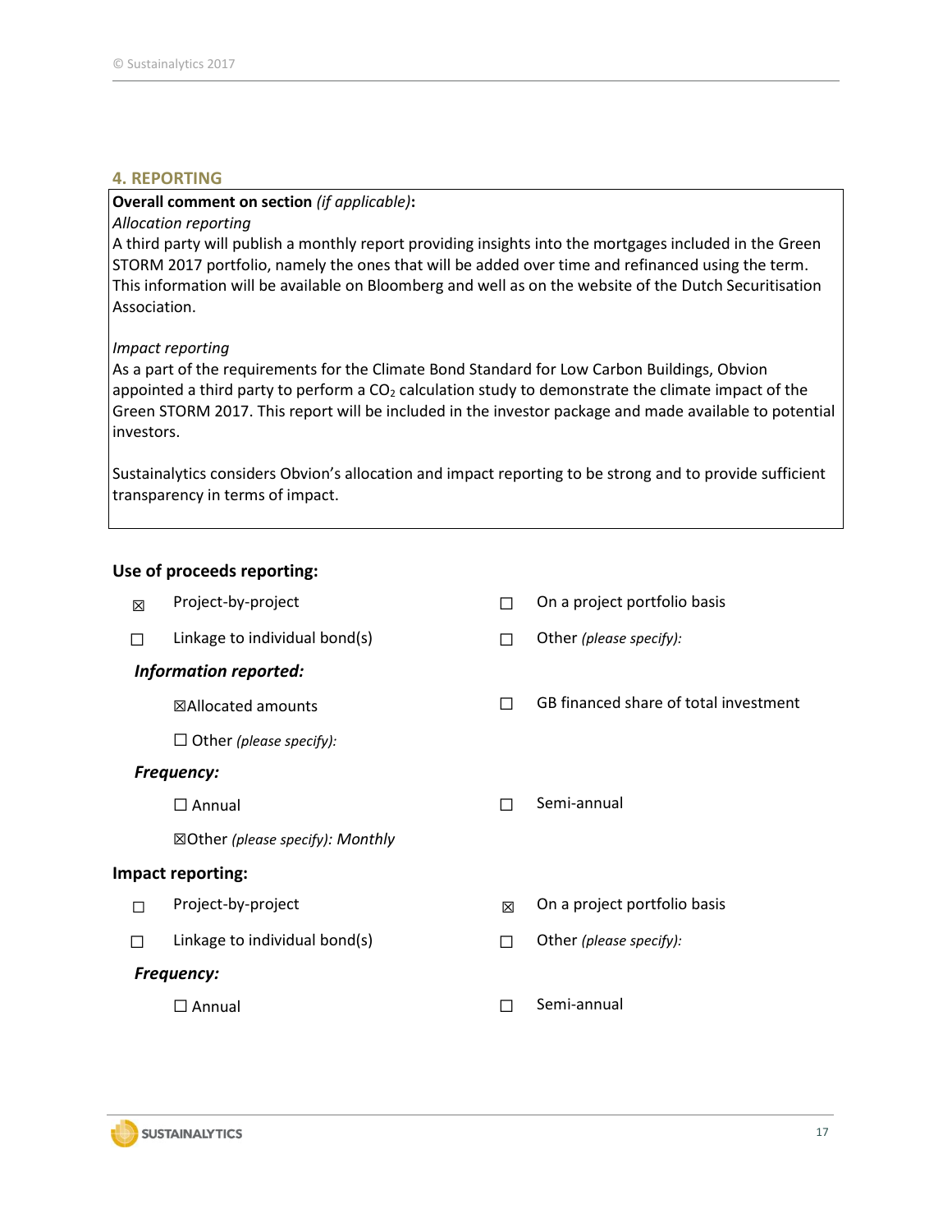## 4. REPORTING

**Overall comment on section** *(if applicable)*:

*Allocation reporting*

A third party will publish a monthly report providing insights into the mortgages included in the Green STORM 2017 portfolio, namely the ones that will be added over time and refinanced using the term. This information will be available on Bloomberg and well as on the website of the Dutch Securitisation Association.

*Impact reporting*

As a part of the requirements for the Climate Bond Standard for Low Carbon Buildings, Obvion appointed a third party to perform a $CO_2$ calculation study to demonstrate the climate impact of the Green STORM 2017. This report will be included in the investor package and made available to potential investors.

Sustainalytics considers Obvion's allocation and impact reporting to be strong and to provide sufficient transparency in terms of impact.

**Use of proceeds reporting:**

- ☒ Project-by-project
- ☐ On a project portfolio basis
- ☐ Linkage to individual bond(s)
- ☐ Other *(please specify):*

***Information reported:***

- ☒ Allocated amounts
- ☐ GB financed share of total investment
- ☐ Other *(please specify):*

***Frequency:***

- ☐ Annual
- ☐ Semi-annual
- ☒ Other *(please specify): Monthly*

**Impact reporting:**

- ☐ Project-by-project
- ☒ On a project portfolio basis
- ☐ Linkage to individual bond(s)
- ☐ Other *(please specify):*

***Frequency:***

- ☐ Annual
- ☐ Semi-annual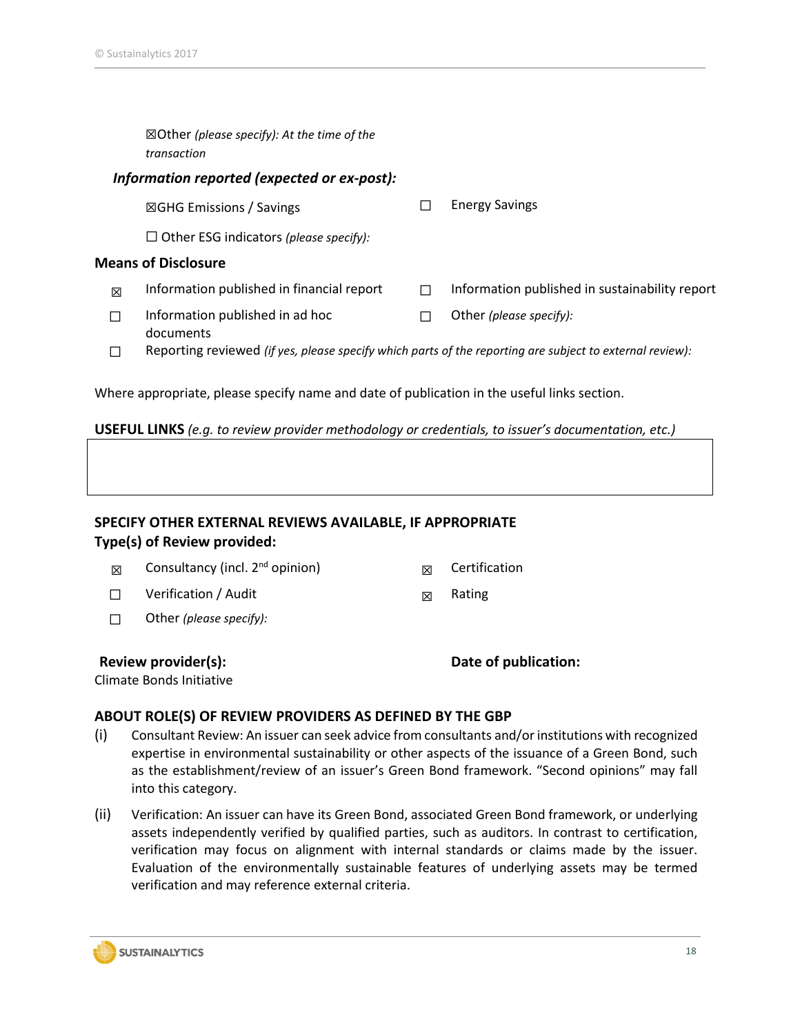☒Other *(please specify): At the time of the transaction*

***Information reported (expected or ex-post):***

☒GHG Emissions / Savings

☐ Energy Savings

☐ Other ESG indicators *(please specify):*

**Means of Disclosure**

☒ Information published in financial report

☐ Information published in sustainability report

☐ Information published in ad hoc documents

☐ Other *(please specify):*

☐ Reporting reviewed *(if yes, please specify which parts of the reporting are subject to external review):*

Where appropriate, please specify name and date of publication in the useful links section.

**USEFUL LINKS** *(e.g. to review provider methodology or credentials, to issuer's documentation, etc.)*

| |
|---|
| |

**SPECIFY OTHER EXTERNAL REVIEWS AVAILABLE, IF APPROPRIATE**

**Type(s) of Review provided:**

☒ Consultancy (incl. 2nd opinion)

☒ Certification

☐ Verification / Audit

☒ Rating

☐ Other *(please specify):*

**Review provider(s):**
Climate Bonds Initiative

**Date of publication:**

**ABOUT ROLE(S) OF REVIEW PROVIDERS AS DEFINED BY THE GBP**

(i) Consultant Review: An issuer can seek advice from consultants and/or institutions with recognized expertise in environmental sustainability or other aspects of the issuance of a Green Bond, such as the establishment/review of an issuer's Green Bond framework. "Second opinions" may fall into this category.

(ii) Verification: An issuer can have its Green Bond, associated Green Bond framework, or underlying assets independently verified by qualified parties, such as auditors. In contrast to certification, verification may focus on alignment with internal standards or claims made by the issuer. Evaluation of the environmentally sustainable features of underlying assets may be termed verification and may reference external criteria.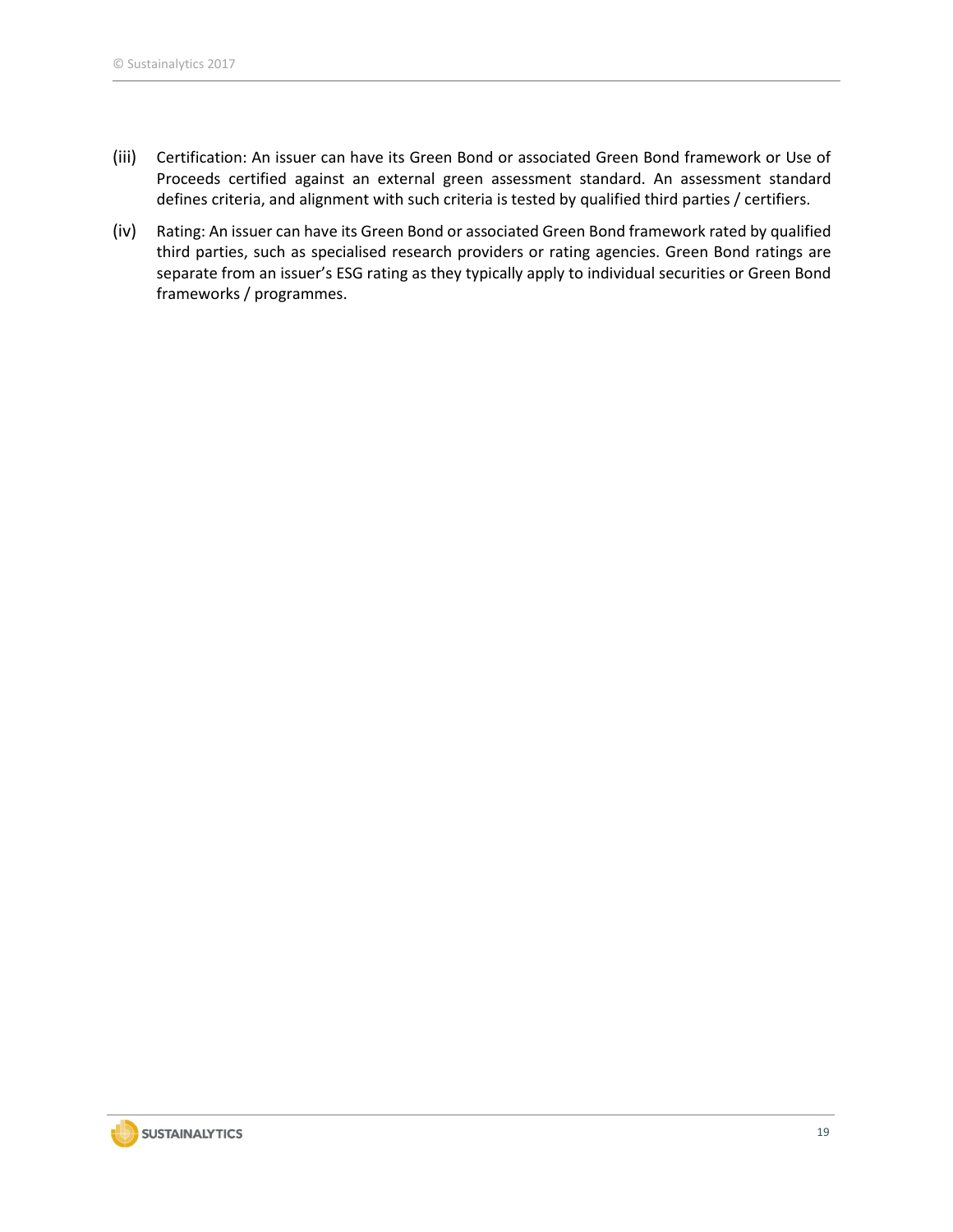(iii) Certification: An issuer can have its Green Bond or associated Green Bond framework or Use of Proceeds certified against an external green assessment standard. An assessment standard defines criteria, and alignment with such criteria is tested by qualified third parties / certifiers.

(iv) Rating: An issuer can have its Green Bond or associated Green Bond framework rated by qualified third parties, such as specialised research providers or rating agencies. Green Bond ratings are separate from an issuer's ESG rating as they typically apply to individual securities or Green Bond frameworks / programmes.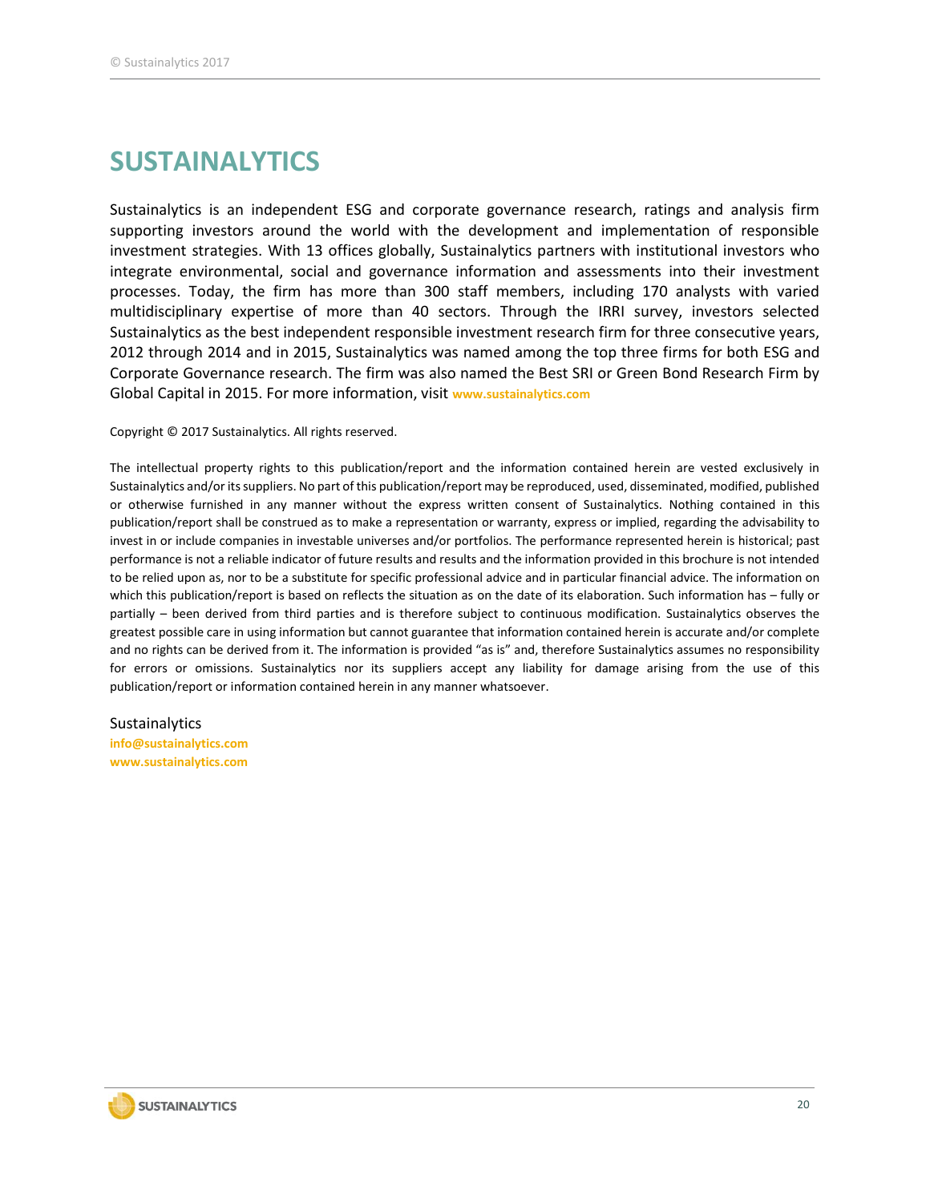# SUSTAINALYTICS

Sustainalytics is an independent ESG and corporate governance research, ratings and analysis firm supporting investors around the world with the development and implementation of responsible investment strategies. With 13 offices globally, Sustainalytics partners with institutional investors who integrate environmental, social and governance information and assessments into their investment processes. Today, the firm has more than 300 staff members, including 170 analysts with varied multidisciplinary expertise of more than 40 sectors. Through the IRRI survey, investors selected Sustainalytics as the best independent responsible investment research firm for three consecutive years, 2012 through 2014 and in 2015, Sustainalytics was named among the top three firms for both ESG and Corporate Governance research. The firm was also named the Best SRI or Green Bond Research Firm by Global Capital in 2015. For more information, visit **www.sustainalytics.com**

Copyright © 2017 Sustainalytics. All rights reserved.

The intellectual property rights to this publication/report and the information contained herein are vested exclusively in Sustainalytics and/or its suppliers. No part of this publication/report may be reproduced, used, disseminated, modified, published or otherwise furnished in any manner without the express written consent of Sustainalytics. Nothing contained in this publication/report shall be construed as to make a representation or warranty, express or implied, regarding the advisability to invest in or include companies in investable universes and/or portfolios. The performance represented herein is historical; past performance is not a reliable indicator of future results and results and the information provided in this brochure is not intended to be relied upon as, nor to be a substitute for specific professional advice and in particular financial advice. The information on which this publication/report is based on reflects the situation as on the date of its elaboration. Such information has – fully or partially – been derived from third parties and is therefore subject to continuous modification. Sustainalytics observes the greatest possible care in using information but cannot guarantee that information contained herein is accurate and/or complete and no rights can be derived from it. The information is provided "as is" and, therefore Sustainalytics assumes no responsibility for errors or omissions. Sustainalytics nor its suppliers accept any liability for damage arising from the use of this publication/report or information contained herein in any manner whatsoever.

Sustainalytics
**info@sustainalytics.com**
**www.sustainalytics.com**